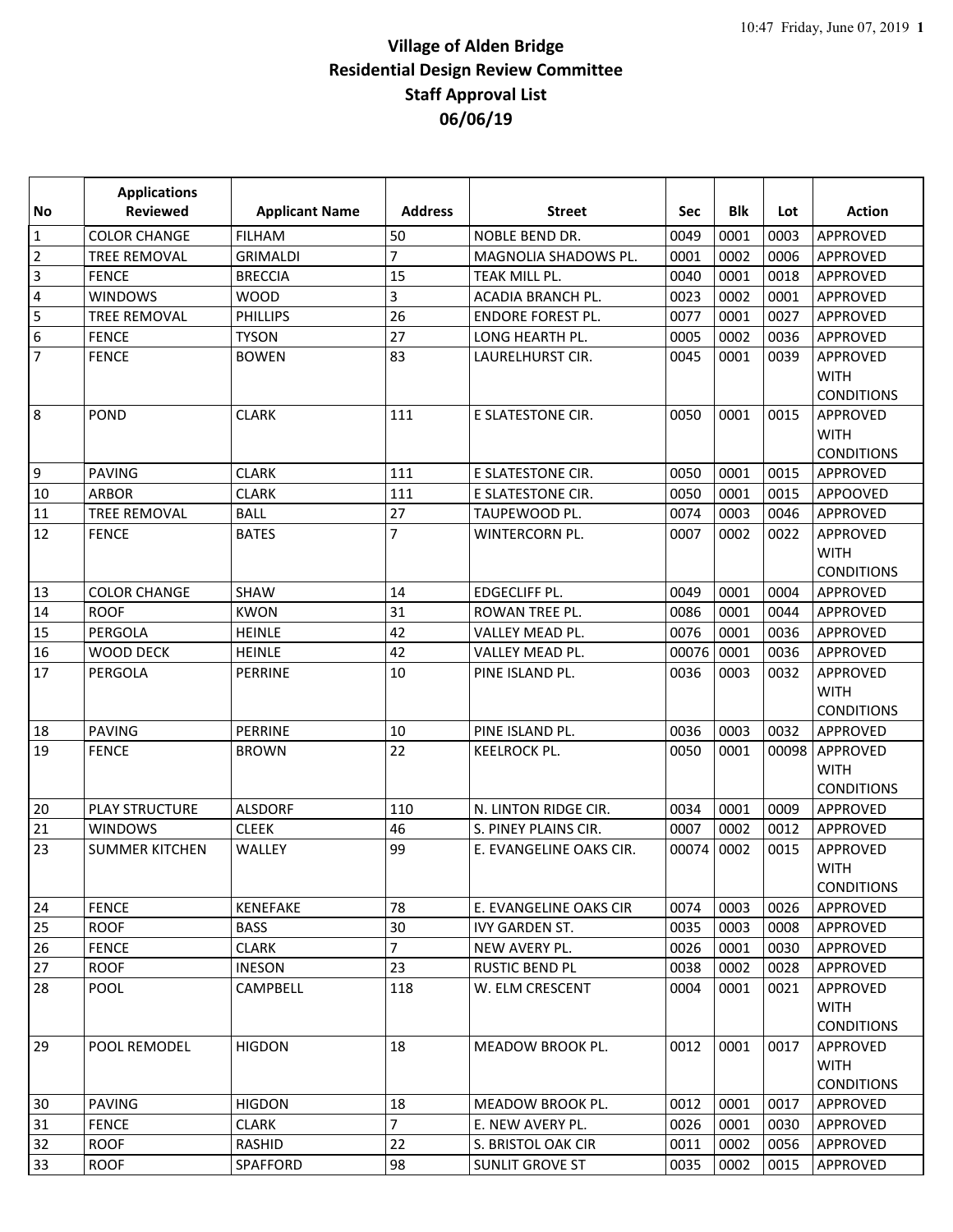# Village of Alden Bridge
# Residential Design Review Committee
# Staff Approval List
# 06/06/19

| No | Applications Reviewed | Applicant Name | Address | Street | Sec | Blk | Lot | Action |
|---|---|---|---|---|---|---|---|---|
| 1 | COLOR CHANGE | FILHAM | 50 | NOBLE BEND DR. | 0049 | 0001 | 0003 | APPROVED |
| 2 | TREE REMOVAL | GRIMALDI | 7 | MAGNOLIA SHADOWS PL. | 0001 | 0002 | 0006 | APPROVED |
| 3 | FENCE | BRECCIA | 15 | TEAK MILL PL. | 0040 | 0001 | 0018 | APPROVED |
| 4 | WINDOWS | WOOD | 3 | ACADIA BRANCH PL. | 0023 | 0002 | 0001 | APPROVED |
| 5 | TREE REMOVAL | PHILLIPS | 26 | ENDORE FOREST PL. | 0077 | 0001 | 0027 | APPROVED |
| 6 | FENCE | TYSON | 27 | LONG HEARTH PL. | 0005 | 0002 | 0036 | APPROVED |
| 7 | FENCE | BOWEN | 83 | LAURELHURST CIR. | 0045 | 0001 | 0039 | APPROVED WITH CONDITIONS |
| 8 | POND | CLARK | 111 | E SLATESTONE CIR. | 0050 | 0001 | 0015 | APPROVED WITH CONDITIONS |
| 9 | PAVING | CLARK | 111 | E SLATESTONE CIR. | 0050 | 0001 | 0015 | APPROVED |
| 10 | ARBOR | CLARK | 111 | E SLATESTONE CIR. | 0050 | 0001 | 0015 | APPOOVED |
| 11 | TREE REMOVAL | BALL | 27 | TAUPEWOOD PL. | 0074 | 0003 | 0046 | APPROVED |
| 12 | FENCE | BATES | 7 | WINTERCORN PL. | 0007 | 0002 | 0022 | APPROVED WITH CONDITIONS |
| 13 | COLOR CHANGE | SHAW | 14 | EDGECLIFF PL. | 0049 | 0001 | 0004 | APPROVED |
| 14 | ROOF | KWON | 31 | ROWAN TREE PL. | 0086 | 0001 | 0044 | APPROVED |
| 15 | PERGOLA | HEINLE | 42 | VALLEY MEAD PL. | 0076 | 0001 | 0036 | APPROVED |
| 16 | WOOD DECK | HEINLE | 42 | VALLEY MEAD PL. | 00076 | 0001 | 0036 | APPROVED |
| 17 | PERGOLA | PERRINE | 10 | PINE ISLAND PL. | 0036 | 0003 | 0032 | APPROVED WITH CONDITIONS |
| 18 | PAVING | PERRINE | 10 | PINE ISLAND PL. | 0036 | 0003 | 0032 | APPROVED |
| 19 | FENCE | BROWN | 22 | KEELROCK PL. | 0050 | 0001 | 00098 | APPROVED WITH CONDITIONS |
| 20 | PLAY STRUCTURE | ALSDORF | 110 | N. LINTON RIDGE CIR. | 0034 | 0001 | 0009 | APPROVED |
| 21 | WINDOWS | CLEEK | 46 | S. PINEY PLAINS CIR. | 0007 | 0002 | 0012 | APPROVED |
| 23 | SUMMER KITCHEN | WALLEY | 99 | E. EVANGELINE OAKS CIR. | 00074 | 0002 | 0015 | APPROVED WITH CONDITIONS |
| 24 | FENCE | KENEFAKE | 78 | E. EVANGELINE OAKS CIR | 0074 | 0003 | 0026 | APPROVED |
| 25 | ROOF | BASS | 30 | IVY GARDEN ST. | 0035 | 0003 | 0008 | APPROVED |
| 26 | FENCE | CLARK | 7 | NEW AVERY PL. | 0026 | 0001 | 0030 | APPROVED |
| 27 | ROOF | INESON | 23 | RUSTIC BEND PL | 0038 | 0002 | 0028 | APPROVED |
| 28 | POOL | CAMPBELL | 118 | W. ELM CRESCENT | 0004 | 0001 | 0021 | APPROVED WITH CONDITIONS |
| 29 | POOL REMODEL | HIGDON | 18 | MEADOW BROOK PL. | 0012 | 0001 | 0017 | APPROVED WITH CONDITIONS |
| 30 | PAVING | HIGDON | 18 | MEADOW BROOK PL. | 0012 | 0001 | 0017 | APPROVED |
| 31 | FENCE | CLARK | 7 | E. NEW AVERY PL. | 0026 | 0001 | 0030 | APPROVED |
| 32 | ROOF | RASHID | 22 | S. BRISTOL OAK CIR | 0011 | 0002 | 0056 | APPROVED |
| 33 | ROOF | SPAFFORD | 98 | SUNLIT GROVE ST | 0035 | 0002 | 0015 | APPROVED |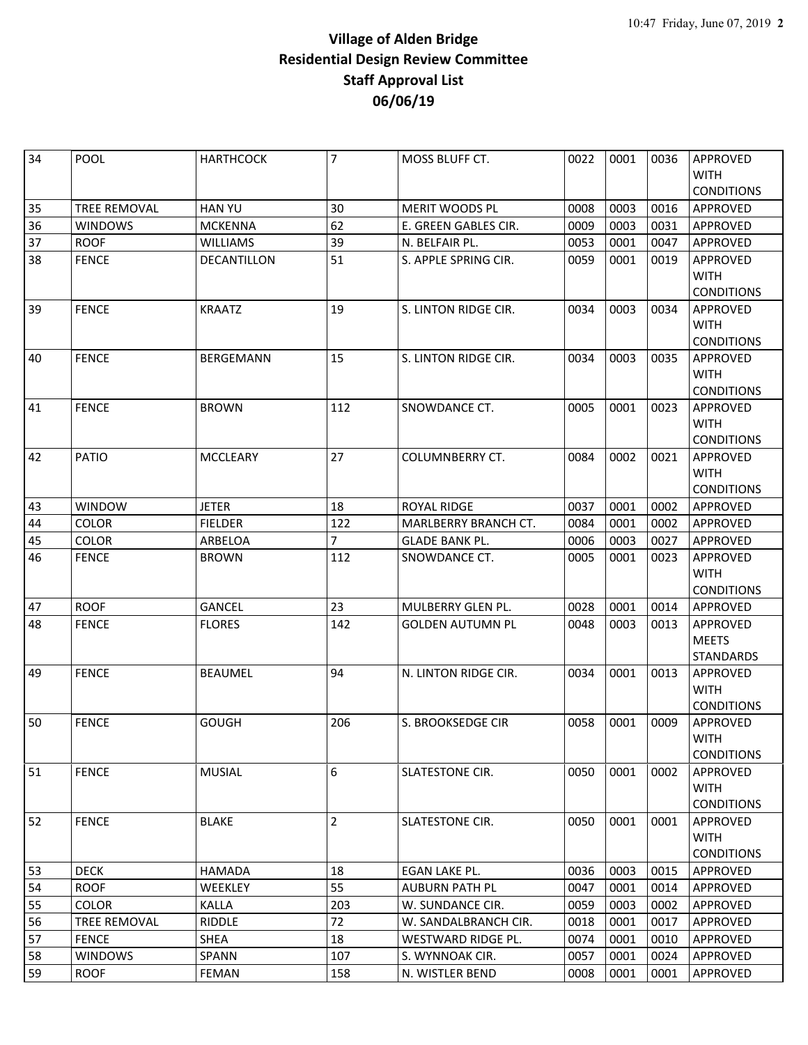**Village of Alden Bridge**
**Residential Design Review Committee**
**Staff Approval List**
**06/06/19**

| | | | | | | | | |
|---|---|---|---|---|---|---|---|---|
| 34 | POOL | HARTHCOCK | 7 | MOSS BLUFF CT. | 0022 | 0001 | 0036 | APPROVED WITH CONDITIONS |
| 35 | TREE REMOVAL | HAN YU | 30 | MERIT WOODS PL | 0008 | 0003 | 0016 | APPROVED |
| 36 | WINDOWS | MCKENNA | 62 | E. GREEN GABLES CIR. | 0009 | 0003 | 0031 | APPROVED |
| 37 | ROOF | WILLIAMS | 39 | N. BELFAIR PL. | 0053 | 0001 | 0047 | APPROVED |
| 38 | FENCE | DECANTILLON | 51 | S. APPLE SPRING CIR. | 0059 | 0001 | 0019 | APPROVED WITH CONDITIONS |
| 39 | FENCE | KRAATZ | 19 | S. LINTON RIDGE CIR. | 0034 | 0003 | 0034 | APPROVED WITH CONDITIONS |
| 40 | FENCE | BERGEMANN | 15 | S. LINTON RIDGE CIR. | 0034 | 0003 | 0035 | APPROVED WITH CONDITIONS |
| 41 | FENCE | BROWN | 112 | SNOWDANCE CT. | 0005 | 0001 | 0023 | APPROVED WITH CONDITIONS |
| 42 | PATIO | MCCLEARY | 27 | COLUMNBERRY CT. | 0084 | 0002 | 0021 | APPROVED WITH CONDITIONS |
| 43 | WINDOW | JETER | 18 | ROYAL RIDGE | 0037 | 0001 | 0002 | APPROVED |
| 44 | COLOR | FIELDER | 122 | MARLBERRY BRANCH CT. | 0084 | 0001 | 0002 | APPROVED |
| 45 | COLOR | ARBELOA | 7 | GLADE BANK PL. | 0006 | 0003 | 0027 | APPROVED |
| 46 | FENCE | BROWN | 112 | SNOWDANCE CT. | 0005 | 0001 | 0023 | APPROVED WITH CONDITIONS |
| 47 | ROOF | GANCEL | 23 | MULBERRY GLEN PL. | 0028 | 0001 | 0014 | APPROVED |
| 48 | FENCE | FLORES | 142 | GOLDEN AUTUMN PL | 0048 | 0003 | 0013 | APPROVED MEETS STANDARDS |
| 49 | FENCE | BEAUMEL | 94 | N. LINTON RIDGE CIR. | 0034 | 0001 | 0013 | APPROVED WITH CONDITIONS |
| 50 | FENCE | GOUGH | 206 | S. BROOKSEDGE CIR | 0058 | 0001 | 0009 | APPROVED WITH CONDITIONS |
| 51 | FENCE | MUSIAL | 6 | SLATESTONE CIR. | 0050 | 0001 | 0002 | APPROVED WITH CONDITIONS |
| 52 | FENCE | BLAKE | 2 | SLATESTONE CIR. | 0050 | 0001 | 0001 | APPROVED WITH CONDITIONS |
| 53 | DECK | HAMADA | 18 | EGAN LAKE PL. | 0036 | 0003 | 0015 | APPROVED |
| 54 | ROOF | WEEKLEY | 55 | AUBURN PATH PL | 0047 | 0001 | 0014 | APPROVED |
| 55 | COLOR | KALLA | 203 | W. SUNDANCE CIR. | 0059 | 0003 | 0002 | APPROVED |
| 56 | TREE REMOVAL | RIDDLE | 72 | W. SANDALBRANCH CIR. | 0018 | 0001 | 0017 | APPROVED |
| 57 | FENCE | SHEA | 18 | WESTWARD RIDGE PL. | 0074 | 0001 | 0010 | APPROVED |
| 58 | WINDOWS | SPANN | 107 | S. WYNNOAK CIR. | 0057 | 0001 | 0024 | APPROVED |
| 59 | ROOF | FEMAN | 158 | N. WISTLER BEND | 0008 | 0001 | 0001 | APPROVED |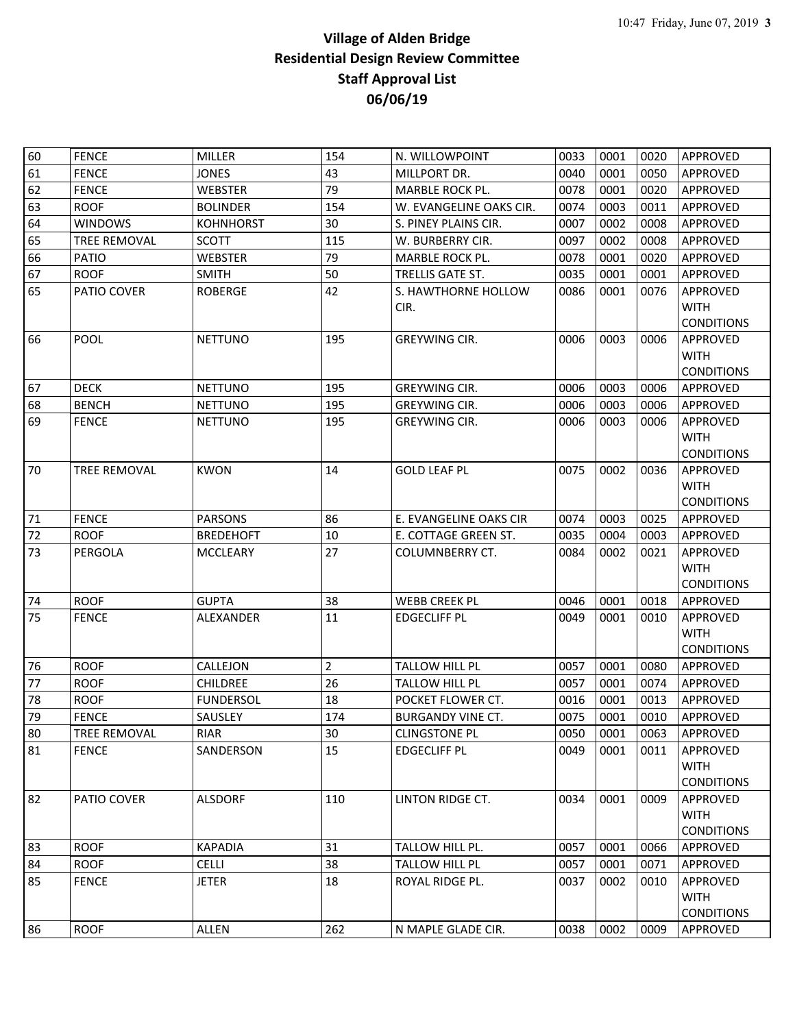# Village of Alden Bridge
# Residential Design Review Committee
# Staff Approval List
# 06/06/19

| | | | | | | | | |
|---|---|---|---|---|---|---|---|---|
| 60 | FENCE | MILLER | 154 | N. WILLOWPOINT | 0033 | 0001 | 0020 | APPROVED |
| 61 | FENCE | JONES | 43 | MILLPORT DR. | 0040 | 0001 | 0050 | APPROVED |
| 62 | FENCE | WEBSTER | 79 | MARBLE ROCK PL. | 0078 | 0001 | 0020 | APPROVED |
| 63 | ROOF | BOLINDER | 154 | W. EVANGELINE OAKS CIR. | 0074 | 0003 | 0011 | APPROVED |
| 64 | WINDOWS | KOHNHORST | 30 | S. PINEY PLAINS CIR. | 0007 | 0002 | 0008 | APPROVED |
| 65 | TREE REMOVAL | SCOTT | 115 | W. BURBERRY CIR. | 0097 | 0002 | 0008 | APPROVED |
| 66 | PATIO | WEBSTER | 79 | MARBLE ROCK PL. | 0078 | 0001 | 0020 | APPROVED |
| 67 | ROOF | SMITH | 50 | TRELLIS GATE ST. | 0035 | 0001 | 0001 | APPROVED |
| 65 | PATIO COVER | ROBERGE | 42 | S. HAWTHORNE HOLLOW CIR. | 0086 | 0001 | 0076 | APPROVED WITH CONDITIONS |
| 66 | POOL | NETTUNO | 195 | GREYWING CIR. | 0006 | 0003 | 0006 | APPROVED WITH CONDITIONS |
| 67 | DECK | NETTUNO | 195 | GREYWING CIR. | 0006 | 0003 | 0006 | APPROVED |
| 68 | BENCH | NETTUNO | 195 | GREYWING CIR. | 0006 | 0003 | 0006 | APPROVED |
| 69 | FENCE | NETTUNO | 195 | GREYWING CIR. | 0006 | 0003 | 0006 | APPROVED WITH CONDITIONS |
| 70 | TREE REMOVAL | KWON | 14 | GOLD LEAF PL | 0075 | 0002 | 0036 | APPROVED WITH CONDITIONS |
| 71 | FENCE | PARSONS | 86 | E. EVANGELINE OAKS CIR | 0074 | 0003 | 0025 | APPROVED |
| 72 | ROOF | BREDEHOFT | 10 | E. COTTAGE GREEN ST. | 0035 | 0004 | 0003 | APPROVED |
| 73 | PERGOLA | MCCLEARY | 27 | COLUMNBERRY CT. | 0084 | 0002 | 0021 | APPROVED WITH CONDITIONS |
| 74 | ROOF | GUPTA | 38 | WEBB CREEK PL | 0046 | 0001 | 0018 | APPROVED |
| 75 | FENCE | ALEXANDER | 11 | EDGECLIFF PL | 0049 | 0001 | 0010 | APPROVED WITH CONDITIONS |
| 76 | ROOF | CALLEJON | 2 | TALLOW HILL PL | 0057 | 0001 | 0080 | APPROVED |
| 77 | ROOF | CHILDREE | 26 | TALLOW HILL PL | 0057 | 0001 | 0074 | APPROVED |
| 78 | ROOF | FUNDERSOL | 18 | POCKET FLOWER CT. | 0016 | 0001 | 0013 | APPROVED |
| 79 | FENCE | SAUSLEY | 174 | BURGANDY VINE CT. | 0075 | 0001 | 0010 | APPROVED |
| 80 | TREE REMOVAL | RIAR | 30 | CLINGSTONE PL | 0050 | 0001 | 0063 | APPROVED |
| 81 | FENCE | SANDERSON | 15 | EDGECLIFF PL | 0049 | 0001 | 0011 | APPROVED WITH CONDITIONS |
| 82 | PATIO COVER | ALSDORF | 110 | LINTON RIDGE CT. | 0034 | 0001 | 0009 | APPROVED WITH CONDITIONS |
| 83 | ROOF | KAPADIA | 31 | TALLOW HILL PL. | 0057 | 0001 | 0066 | APPROVED |
| 84 | ROOF | CELLI | 38 | TALLOW HILL PL | 0057 | 0001 | 0071 | APPROVED |
| 85 | FENCE | JETER | 18 | ROYAL RIDGE PL. | 0037 | 0002 | 0010 | APPROVED WITH CONDITIONS |
| 86 | ROOF | ALLEN | 262 | N MAPLE GLADE CIR. | 0038 | 0002 | 0009 | APPROVED |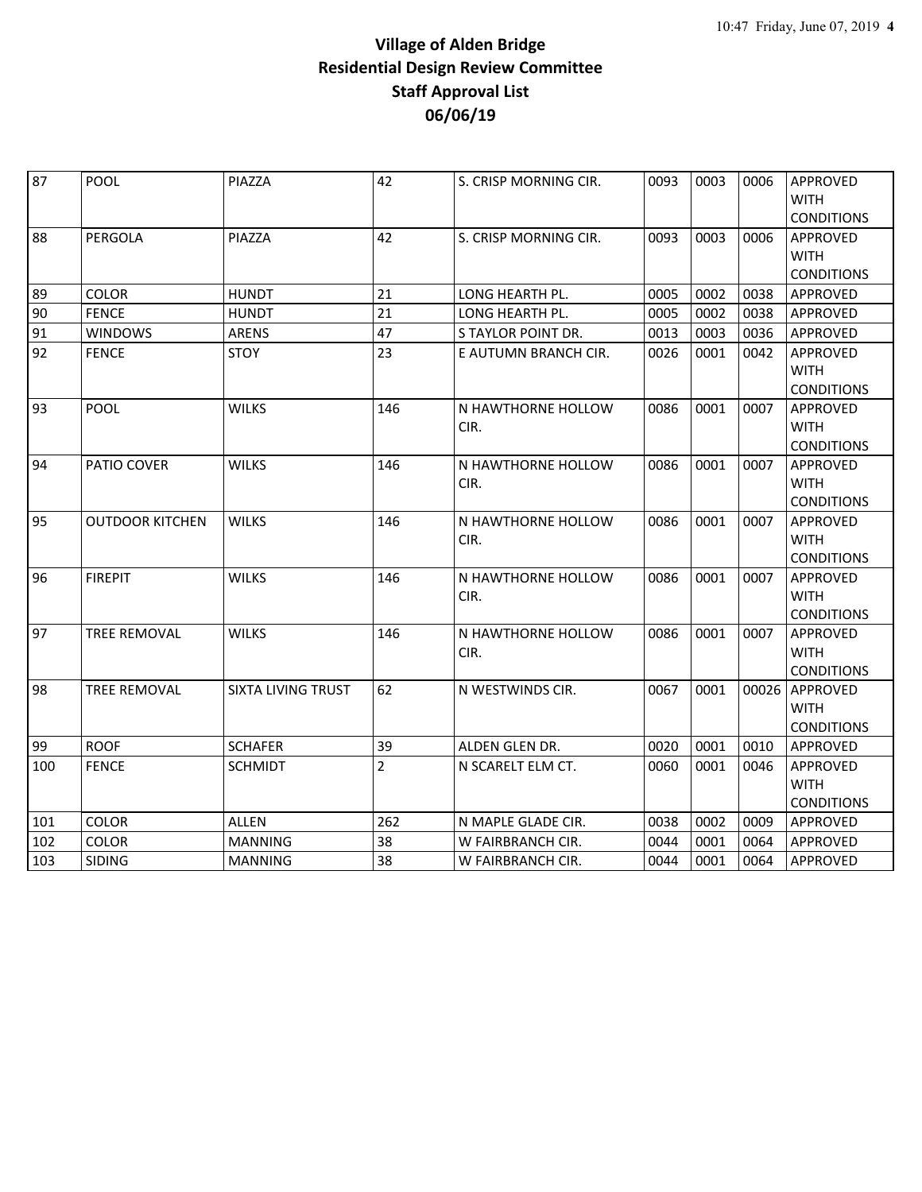# Village of Alden Bridge
# Residential Design Review Committee
# Staff Approval List
# 06/06/19

| | | | | | | | | |
|---|---|---|---|---|---|---|---|---|
| 87 | POOL | PIAZZA | 42 | S. CRISP MORNING CIR. | 0093 | 0003 | 0006 | APPROVED WITH CONDITIONS |
| 88 | PERGOLA | PIAZZA | 42 | S. CRISP MORNING CIR. | 0093 | 0003 | 0006 | APPROVED WITH CONDITIONS |
| 89 | COLOR | HUNDT | 21 | LONG HEARTH PL. | 0005 | 0002 | 0038 | APPROVED |
| 90 | FENCE | HUNDT | 21 | LONG HEARTH PL. | 0005 | 0002 | 0038 | APPROVED |
| 91 | WINDOWS | ARENS | 47 | S TAYLOR POINT DR. | 0013 | 0003 | 0036 | APPROVED |
| 92 | FENCE | STOY | 23 | E AUTUMN BRANCH CIR. | 0026 | 0001 | 0042 | APPROVED WITH CONDITIONS |
| 93 | POOL | WILKS | 146 | N HAWTHORNE HOLLOW CIR. | 0086 | 0001 | 0007 | APPROVED WITH CONDITIONS |
| 94 | PATIO COVER | WILKS | 146 | N HAWTHORNE HOLLOW CIR. | 0086 | 0001 | 0007 | APPROVED WITH CONDITIONS |
| 95 | OUTDOOR KITCHEN | WILKS | 146 | N HAWTHORNE HOLLOW CIR. | 0086 | 0001 | 0007 | APPROVED WITH CONDITIONS |
| 96 | FIREPIT | WILKS | 146 | N HAWTHORNE HOLLOW CIR. | 0086 | 0001 | 0007 | APPROVED WITH CONDITIONS |
| 97 | TREE REMOVAL | WILKS | 146 | N HAWTHORNE HOLLOW CIR. | 0086 | 0001 | 0007 | APPROVED WITH CONDITIONS |
| 98 | TREE REMOVAL | SIXTA LIVING TRUST | 62 | N WESTWINDS CIR. | 0067 | 0001 | 00026 | APPROVED WITH CONDITIONS |
| 99 | ROOF | SCHAFER | 39 | ALDEN GLEN DR. | 0020 | 0001 | 0010 | APPROVED |
| 100 | FENCE | SCHMIDT | 2 | N SCARELT ELM CT. | 0060 | 0001 | 0046 | APPROVED WITH CONDITIONS |
| 101 | COLOR | ALLEN | 262 | N MAPLE GLADE CIR. | 0038 | 0002 | 0009 | APPROVED |
| 102 | COLOR | MANNING | 38 | W FAIRBRANCH CIR. | 0044 | 0001 | 0064 | APPROVED |
| 103 | SIDING | MANNING | 38 | W FAIRBRANCH CIR. | 0044 | 0001 | 0064 | APPROVED |